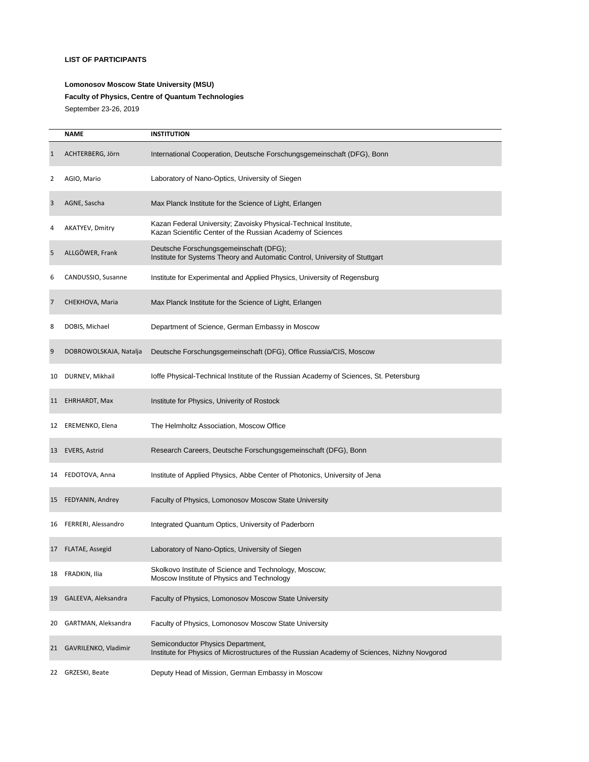**LIST OF PARTICIPANTS**

**Lomonosov Moscow State University (MSU)**

**Faculty of Physics, Centre of Quantum Technologies**

September 23-26, 2019

| | NAME | INSTITUTION |
|---|---|---|
| 1 | ACHTERBERG, Jörn | International Cooperation, Deutsche Forschungsgemeinschaft (DFG), Bonn |
| 2 | AGIO, Mario | Laboratory of Nano-Optics, University of Siegen |
| 3 | AGNE, Sascha | Max Planck Institute for the Science of Light, Erlangen |
| 4 | AKATYEV, Dmitry | Kazan Federal University; Zavoisky Physical-Technical Institute, Kazan Scientific Center of the Russian Academy of Sciences |
| 5 | ALLGÖWER, Frank | Deutsche Forschungsgemeinschaft (DFG); Institute for Systems Theory and Automatic Control, University of Stuttgart |
| 6 | CANDUSSIO, Susanne | Institute for Experimental and Applied Physics, University of Regensburg |
| 7 | CHEKHOVA, Maria | Max Planck Institute for the Science of Light, Erlangen |
| 8 | DOBIS, Michael | Department of Science, German Embassy in Moscow |
| 9 | DOBROWOLSKAJA, Natalja | Deutsche Forschungsgemeinschaft (DFG), Office Russia/CIS, Moscow |
| 10 | DURNEV, Mikhail | Ioffe Physical-Technical Institute of the Russian Academy of Sciences, St. Petersburg |
| 11 | EHRHARDT, Max | Institute for Physics, Univerity of Rostock |
| 12 | EREMENKO, Elena | The Helmholtz Association, Moscow Office |
| 13 | EVERS, Astrid | Research Careers, Deutsche Forschungsgemeinschaft (DFG), Bonn |
| 14 | FEDOTOVA, Anna | Institute of Applied Physics, Abbe Center of Photonics, University of Jena |
| 15 | FEDYANIN, Andrey | Faculty of Physics, Lomonosov Moscow State University |
| 16 | FERRERI, Alessandro | Integrated Quantum Optics, University of Paderborn |
| 17 | FLATAE, Assegid | Laboratory of Nano-Optics, University of Siegen |
| 18 | FRADKIN, Ilia | Skolkovo Institute of Science and Technology, Moscow; Moscow Institute of Physics and Technology |
| 19 | GALEEVA, Aleksandra | Faculty of Physics, Lomonosov Moscow State University |
| 20 | GARTMAN, Aleksandra | Faculty of Physics, Lomonosov Moscow State University |
| 21 | GAVRILENKO, Vladimir | Semiconductor Physics Department, Institute for Physics of Microstructures of the Russian Academy of Sciences, Nizhny Novgorod |
| 22 | GRZESKI, Beate | Deputy Head of Mission, German Embassy in Moscow |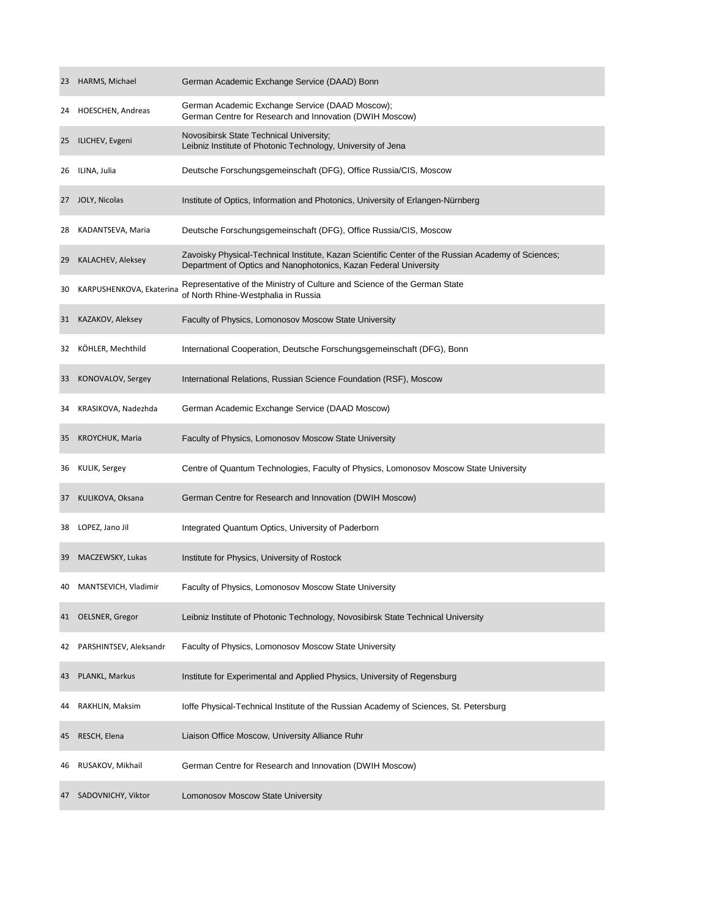| | | |
|---|---|---|
| 23 | HARMS, Michael | German Academic Exchange Service (DAAD) Bonn |
| 24 | HOESCHEN, Andreas | German Academic Exchange Service (DAAD Moscow); German Centre for Research and Innovation (DWIH Moscow) |
| 25 | ILICHEV, Evgeni | Novosibirsk State Technical University; Leibniz Institute of Photonic Technology, University of Jena |
| 26 | ILINA, Julia | Deutsche Forschungsgemeinschaft (DFG), Office Russia/CIS, Moscow |
| 27 | JOLY, Nicolas | Institute of Optics, Information and Photonics, University of Erlangen-Nürnberg |
| 28 | KADANTSEVA, Maria | Deutsche Forschungsgemeinschaft (DFG), Office Russia/CIS, Moscow |
| 29 | KALACHEV, Aleksey | Zavoisky Physical-Technical Institute, Kazan Scientific Center of the Russian Academy of Sciences; Department of Optics and Nanophotonics, Kazan Federal University |
| 30 | KARPUSHENKOVA, Ekaterina | Representative of the Ministry of Culture and Science of the German State of North Rhine-Westphalia in Russia |
| 31 | KAZAKOV, Aleksey | Faculty of Physics, Lomonosov Moscow State University |
| 32 | KÖHLER, Mechthild | International Cooperation, Deutsche Forschungsgemeinschaft (DFG), Bonn |
| 33 | KONOVALOV, Sergey | International Relations, Russian Science Foundation (RSF), Moscow |
| 34 | KRASIKOVA, Nadezhda | German Academic Exchange Service (DAAD Moscow) |
| 35 | KROYCHUK, Maria | Faculty of Physics, Lomonosov Moscow State University |
| 36 | KULIK, Sergey | Centre of Quantum Technologies, Faculty of Physics, Lomonosov Moscow State University |
| 37 | KULIKOVA, Oksana | German Centre for Research and Innovation (DWIH Moscow) |
| 38 | LOPEZ, Jano Jil | Integrated Quantum Optics, University of Paderborn |
| 39 | MACZEWSKY, Lukas | Institute for Physics, University of Rostock |
| 40 | MANTSEVICH, Vladimir | Faculty of Physics, Lomonosov Moscow State University |
| 41 | OELSNER, Gregor | Leibniz Institute of Photonic Technology, Novosibirsk State Technical University |
| 42 | PARSHINTSEV, Aleksandr | Faculty of Physics, Lomonosov Moscow State University |
| 43 | PLANKL, Markus | Institute for Experimental and Applied Physics, University of Regensburg |
| 44 | RAKHLIN, Maksim | Ioffe Physical-Technical Institute of the Russian Academy of Sciences, St. Petersburg |
| 45 | RESCH, Elena | Liaison Office Moscow, University Alliance Ruhr |
| 46 | RUSAKOV, Mikhail | German Centre for Research and Innovation (DWIH Moscow) |
| 47 | SADOVNICHY, Viktor | Lomonosov Moscow State University |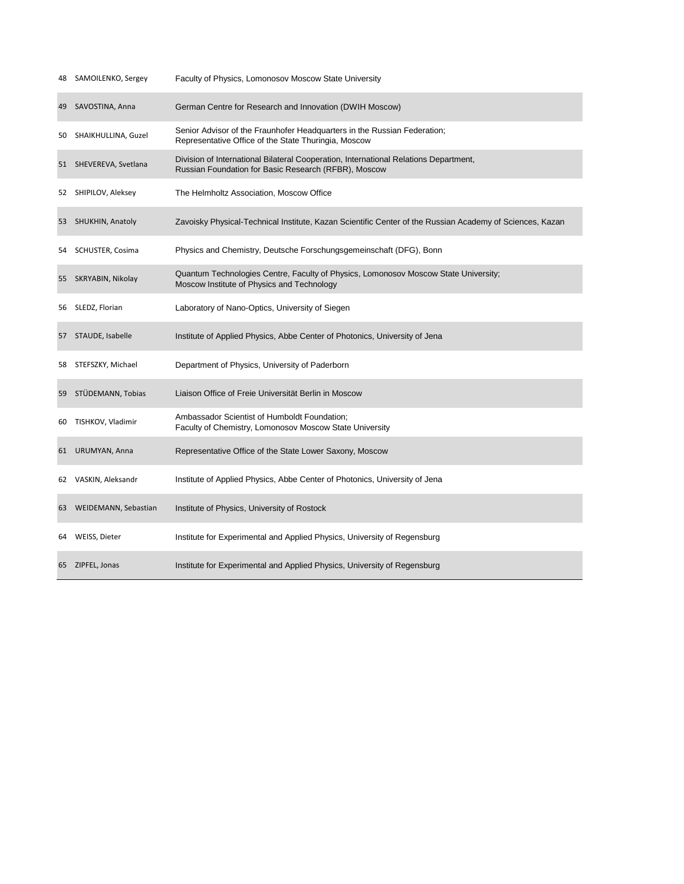| | | |
|---|---|---|
| 48 | SAMOILENKO, Sergey | Faculty of Physics, Lomonosov Moscow State University |
| 49 | SAVOSTINA, Anna | German Centre for Research and Innovation (DWIH Moscow) |
| 50 | SHAIKHULLINA, Guzel | Senior Advisor of the Fraunhofer Headquarters in the Russian Federation; Representative Office of the State Thuringia, Moscow |
| 51 | SHEVEREVA, Svetlana | Division of International Bilateral Cooperation, International Relations Department, Russian Foundation for Basic Research (RFBR), Moscow |
| 52 | SHIPILOV, Aleksey | The Helmholtz Association, Moscow Office |
| 53 | SHUKHIN, Anatoly | Zavoisky Physical-Technical Institute, Kazan Scientific Center of the Russian Academy of Sciences, Kazan |
| 54 | SCHUSTER, Cosima | Physics and Chemistry, Deutsche Forschungsgemeinschaft (DFG), Bonn |
| 55 | SKRYABIN, Nikolay | Quantum Technologies Centre, Faculty of Physics, Lomonosov Moscow State University; Moscow Institute of Physics and Technology |
| 56 | SLEDZ, Florian | Laboratory of Nano-Optics, University of Siegen |
| 57 | STAUDE, Isabelle | Institute of Applied Physics, Abbe Center of Photonics, University of Jena |
| 58 | STEFSZKY, Michael | Department of Physics, University of Paderborn |
| 59 | STÜDEMANN, Tobias | Liaison Office of Freie Universität Berlin in Moscow |
| 60 | TISHKOV, Vladimir | Ambassador Scientist of Humboldt Foundation; Faculty of Chemistry, Lomonosov Moscow State University |
| 61 | URUMYAN, Anna | Representative Office of the State Lower Saxony, Moscow |
| 62 | VASKIN, Aleksandr | Institute of Applied Physics, Abbe Center of Photonics, University of Jena |
| 63 | WEIDEMANN, Sebastian | Institute of Physics, University of Rostock |
| 64 | WEISS, Dieter | Institute for Experimental and Applied Physics, University of Regensburg |
| 65 | ZIPFEL, Jonas | Institute for Experimental and Applied Physics, University of Regensburg |